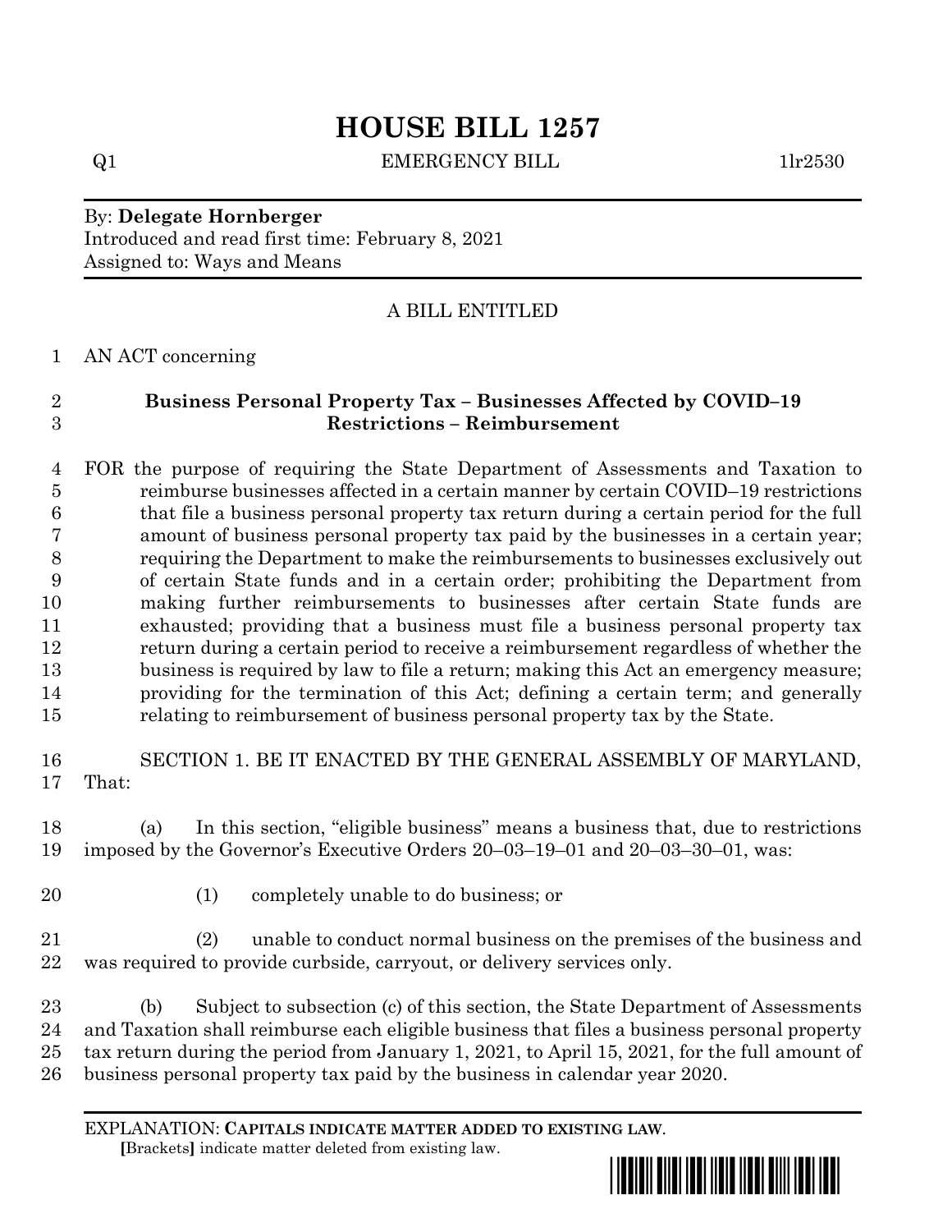# HOUSE BILL 1257

Q1 EMERGENCY BILL 1lr2530

By: **Delegate Hornberger**
Introduced and read first time: February 8, 2021
Assigned to: Ways and Means

A BILL ENTITLED

AN ACT concerning

**Business Personal Property Tax – Businesses Affected by COVID–19 Restrictions – Reimbursement**

FOR the purpose of requiring the State Department of Assessments and Taxation to reimburse businesses affected in a certain manner by certain COVID–19 restrictions that file a business personal property tax return during a certain period for the full amount of business personal property tax paid by the businesses in a certain year; requiring the Department to make the reimbursements to businesses exclusively out of certain State funds and in a certain order; prohibiting the Department from making further reimbursements to businesses after certain State funds are exhausted; providing that a business must file a business personal property tax return during a certain period to receive a reimbursement regardless of whether the business is required by law to file a return; making this Act an emergency measure; providing for the termination of this Act; defining a certain term; and generally relating to reimbursement of business personal property tax by the State.

SECTION 1. BE IT ENACTED BY THE GENERAL ASSEMBLY OF MARYLAND, That:

(a) In this section, "eligible business" means a business that, due to restrictions imposed by the Governor's Executive Orders 20–03–19–01 and 20–03–30–01, was:

(1) completely unable to do business; or

(2) unable to conduct normal business on the premises of the business and was required to provide curbside, carryout, or delivery services only.

(b) Subject to subsection (c) of this section, the State Department of Assessments and Taxation shall reimburse each eligible business that files a business personal property tax return during the period from January 1, 2021, to April 15, 2021, for the full amount of business personal property tax paid by the business in calendar year 2020.

EXPLANATION: **CAPITALS INDICATE MATTER ADDED TO EXISTING LAW**.
**[**Brackets**]** indicate matter deleted from existing law.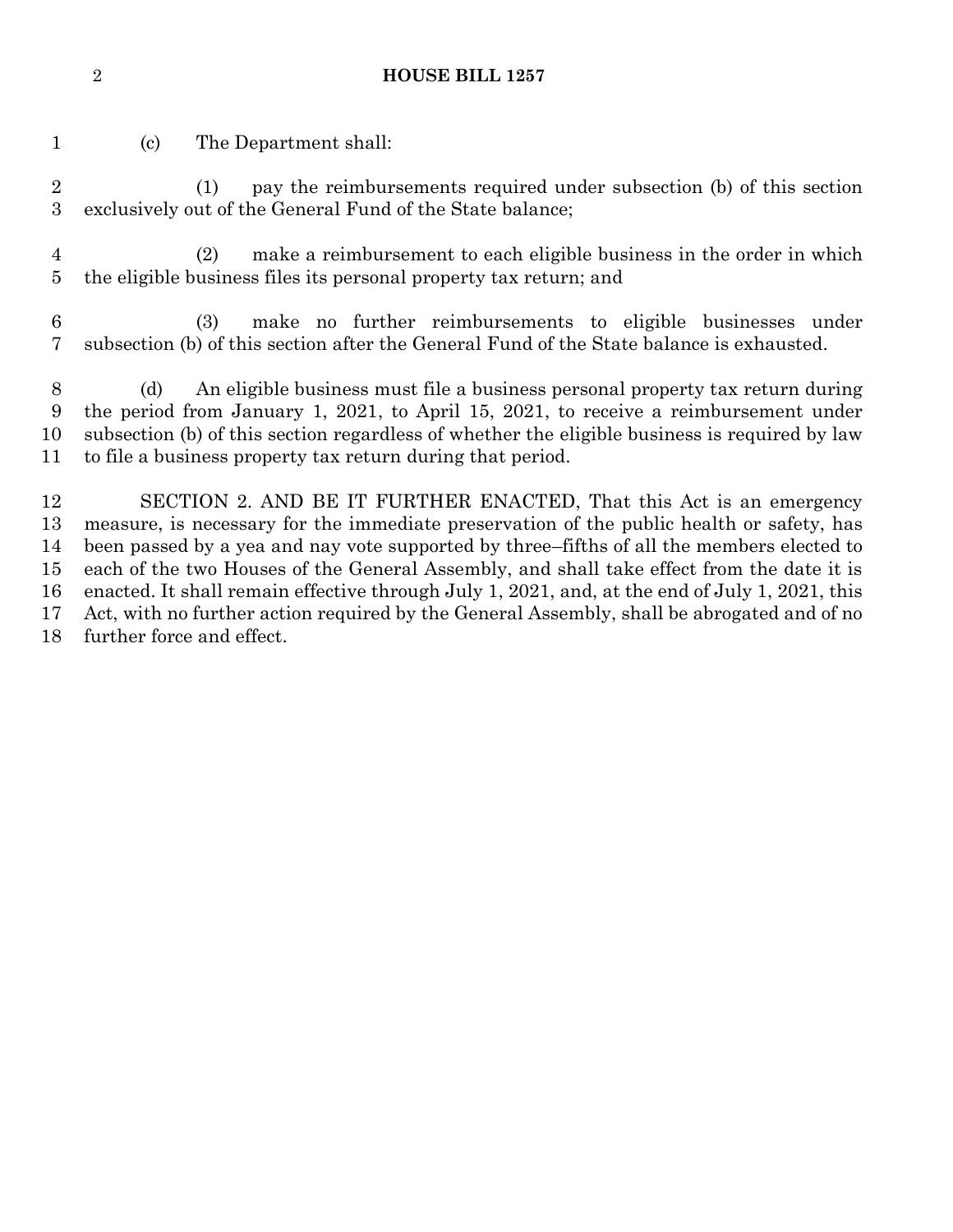(c) The Department shall:

(1) pay the reimbursements required under subsection (b) of this section exclusively out of the General Fund of the State balance;

(2) make a reimbursement to each eligible business in the order in which the eligible business files its personal property tax return; and

(3) make no further reimbursements to eligible businesses under subsection (b) of this section after the General Fund of the State balance is exhausted.

(d) An eligible business must file a business personal property tax return during the period from January 1, 2021, to April 15, 2021, to receive a reimbursement under subsection (b) of this section regardless of whether the eligible business is required by law to file a business property tax return during that period.

SECTION 2. AND BE IT FURTHER ENACTED, That this Act is an emergency measure, is necessary for the immediate preservation of the public health or safety, has been passed by a yea and nay vote supported by three–fifths of all the members elected to each of the two Houses of the General Assembly, and shall take effect from the date it is enacted. It shall remain effective through July 1, 2021, and, at the end of July 1, 2021, this Act, with no further action required by the General Assembly, shall be abrogated and of no further force and effect.